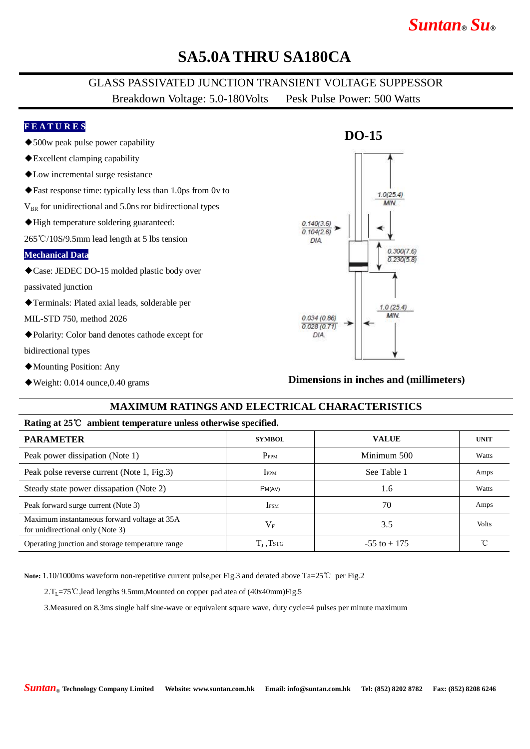# SA5.0A THRU SA180CA

## GLASS PASSIVATED JUNCTION TRANSIENT VOLTAGE SUPPESSOR

Breakdown Voltage: 5.0-180Volts    Pesk Pulse Power: 500 Watts

**FEATURES**

- ◆500w peak pulse power capability
- ◆Excellent clamping capability
- ◆Low incremental surge resistance
- ◆Fast response time: typically less than 1.0ps from 0v to $V_{BR}$ for unidirectional and 5.0ns ror bidirectional types
- ◆High temperature soldering guaranteed: 265℃/10S/9.5mm lead length at 5 lbs tension

**Mechanical Data**

- ◆Case: JEDEC DO-15 molded plastic body over passivated junction
- ◆Terminals: Plated axial leads, solderable per MIL-STD 750, method 2026
- ◆Polarity: Color band denotes cathode except for bidirectional types
- ◆Mounting Position: Any
- ◆Weight: 0.014 ounce,0.40 grams

**DO-15**

1.0(25.4) MIN.
0.140(3.6) / 0.104(2.6) DIA.
0.300(7.6) / 0.230(5.8)
1.0 (25.4) MIN.
0.034 (0.86) / 0.028 (0.71) DIA.

**Dimensions in inches and (millimeters)**

## MAXIMUM RATINGS AND ELECTRICAL CHARACTERISTICS

**Rating at 25℃ ambient temperature unless otherwise specified.**

| PARAMETER | SYMBOL | VALUE | UNIT |
|---|---|---|---|
| Peak power dissipation (Note 1) | $P_{PPM}$ | Minimum 500 | Watts |
| Peak polse reverse current (Note 1, Fig.3) | $I_{PPM}$ | See Table 1 | Amps |
| Steady state power dissapation (Note 2) | $P_{M(AV)}$ | 1.6 | Watts |
| Peak forward surge current (Note 3) | $I_{FSM}$ | 70 | Amps |
| Maximum instantaneous forward voltage at 35A for unidirectional only (Note 3) | $V_F$ | 3.5 | Volts |
| Operating junction and storage temperature range | $T_J$ ,$T_{STG}$ | -55 to + 175 | ℃ |

**Note:** 1.10/1000ms waveform non-repetitive current pulse,per Fig.3 and derated above Ta=25℃ per Fig.2

2.$T_L$=75℃,lead lengths 9.5mm,Mounted on copper pad atea of (40x40mm)Fig.5

3.Measured on 8.3ms single half sine-wave or equivalent square wave, duty cycle=4 pulses per minute maximum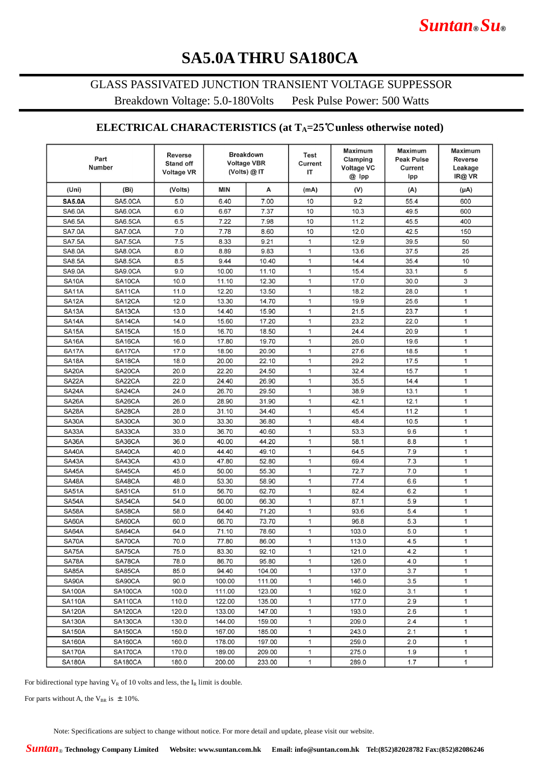# SA5.0A THRU SA180CA

GLASS PASSIVATED JUNCTION TRANSIENT VOLTAGE SUPPESSOR

Breakdown Voltage: 5.0-180Volts    Pesk Pulse Power: 500 Watts

## ELECTRICAL CHARACTERISTICS (at $T_A$=25℃unless otherwise noted)

| Part Number | | Reverse Stand off Voltage VR | Breakdown Voltage VBR (Volts) @ IT | | Test Current IT | Maximum Clamping Voltage VC @ Ipp | Maximum Peak Pulse Current Ipp | Maximum Reverse Leakage IR@ VR |
|---|---|---|---|---|---|---|---|---|
| (Uni) | (Bi) | (Volts) | MIN | A | (mA) | (V) | (A) | (μA) |
| **SA5.0A** | SA5.0CA | 5.0 | 6.40 | 7.00 | 10 | 9.2 | 55.4 | 600 |
| SA6.0A | SA6.0CA | 6.0 | 6.67 | 7.37 | 10 | 10.3 | 49.5 | 600 |
| SA6.5A | SA6.5CA | 6.5 | 7.22 | 7.98 | 10 | 11.2 | 45.5 | 400 |
| SA7.0A | SA7.0CA | 7.0 | 7.78 | 8.60 | 10 | 12.0 | 42.5 | 150 |
| SA7.5A | SA7.5CA | 7.5 | 8.33 | 9.21 | 1 | 12.9 | 39.5 | 50 |
| SA8.0A | SA8.0CA | 8.0 | 8.89 | 9.83 | 1 | 13.6 | 37.5 | 25 |
| SA8.5A | SA8.5CA | 8.5 | 9.44 | 10.40 | 1 | 14.4 | 35.4 | 10 |
| SA9.0A | SA9.0CA | 9.0 | 10.00 | 11.10 | 1 | 15.4 | 33.1 | 5 |
| SA10A | SA10CA | 10.0 | 11.10 | 12.30 | 1 | 17.0 | 30.0 | 3 |
| SA11A | SA11CA | 11.0 | 12.20 | 13.50 | 1 | 18.2 | 28.0 | 1 |
| SA12A | SA12CA | 12.0 | 13.30 | 14.70 | 1 | 19.9 | 25.6 | 1 |
| SA13A | SA13CA | 13.0 | 14.40 | 15.90 | 1 | 21.5 | 23.7 | 1 |
| SA14A | SA14CA | 14.0 | 15.60 | 17.20 | 1 | 23.2 | 22.0 | 1 |
| SA15A | SA15CA | 15.0 | 16.70 | 18.50 | 1 | 24.4 | 20.9 | 1 |
| SA16A | SA16CA | 16.0 | 17.80 | 19.70 | 1 | 26.0 | 19.6 | 1 |
| SA17A | SA17CA | 17.0 | 18.90 | 20.90 | 1 | 27.6 | 18.5 | 1 |
| SA18A | SA18CA | 18.0 | 20.00 | 22.10 | 1 | 29.2 | 17.5 | 1 |
| SA20A | SA20CA | 20.0 | 22.20 | 24.50 | 1 | 32.4 | 15.7 | 1 |
| SA22A | SA22CA | 22.0 | 24.40 | 26.90 | 1 | 35.5 | 14.4 | 1 |
| SA24A | SA24CA | 24.0 | 26.70 | 29.50 | 1 | 38.9 | 13.1 | 1 |
| SA26A | SA26CA | 26.0 | 28.90 | 31.90 | 1 | 42.1 | 12.1 | 1 |
| SA28A | SA28CA | 28.0 | 31.10 | 34.40 | 1 | 45.4 | 11.2 | 1 |
| SA30A | SA30CA | 30.0 | 33.30 | 36.80 | 1 | 48.4 | 10.5 | 1 |
| SA33A | SA33CA | 33.0 | 36.70 | 40.60 | 1 | 53.3 | 9.6 | 1 |
| SA36A | SA36CA | 36.0 | 40.00 | 44.20 | 1 | 58.1 | 8.8 | 1 |
| SA40A | SA40CA | 40.0 | 44.40 | 49.10 | 1 | 64.5 | 7.9 | 1 |
| SA43A | SA43CA | 43.0 | 47.80 | 52.80 | 1 | 69.4 | 7.3 | 1 |
| SA45A | SA45CA | 45.0 | 50.00 | 55.30 | 1 | 72.7 | 7.0 | 1 |
| SA48A | SA48CA | 48.0 | 53.30 | 58.90 | 1 | 77.4 | 6.6 | 1 |
| SA51A | SA51CA | 51.0 | 56.70 | 62.70 | 1 | 82.4 | 6.2 | 1 |
| SA54A | SA54CA | 54.0 | 60.00 | 66.30 | 1 | 87.1 | 5.9 | 1 |
| SA58A | SA58CA | 58.0 | 64.40 | 71.20 | 1 | 93.6 | 5.4 | 1 |
| SA60A | SA60CA | 60.0 | 66.70 | 73.70 | 1 | 96.8 | 5.3 | 1 |
| SA64A | SA64CA | 64.0 | 71.10 | 78.60 | 1 | 103.0 | 5.0 | 1 |
| SA70A | SA70CA | 70.0 | 77.80 | 86.00 | 1 | 113.0 | 4.5 | 1 |
| SA75A | SA75CA | 75.0 | 83.30 | 92.10 | 1 | 121.0 | 4.2 | 1 |
| SA78A | SA78CA | 78.0 | 86.70 | 95.80 | 1 | 126.0 | 4.0 | 1 |
| SA85A | SA85CA | 85.0 | 94.40 | 104.00 | 1 | 137.0 | 3.7 | 1 |
| SA90A | SA90CA | 90.0 | 100.00 | 111.00 | 1 | 146.0 | 3.5 | 1 |
| SA100A | SA100CA | 100.0 | 111.00 | 123.00 | 1 | 162.0 | 3.1 | 1 |
| SA110A | SA110CA | 110.0 | 122.00 | 135.00 | 1 | 177.0 | 2.9 | 1 |
| SA120A | SA120CA | 120.0 | 133.00 | 147.00 | 1 | 193.0 | 2.6 | 1 |
| SA130A | SA130CA | 130.0 | 144.00 | 159.00 | 1 | 209.0 | 2.4 | 1 |
| SA150A | SA150CA | 150.0 | 167.00 | 185.00 | 1 | 243.0 | 2.1 | 1 |
| SA160A | SA160CA | 160.0 | 178.00 | 197.00 | 1 | 259.0 | 2.0 | 1 |
| SA170A | SA170CA | 170.0 | 189.00 | 209.00 | 1 | 275.0 | 1.9 | 1 |
| SA180A | SA180CA | 180.0 | 200.00 | 233.00 | 1 | 289.0 | 1.7 | 1 |

For bidirectional type having $V_R$ of 10 volts and less, the $I_R$ limit is double.

For parts without A, the $V_{BR}$ is ±10%.

Note: Specifications are subject to change without notice. For more detail and update, please visit our website.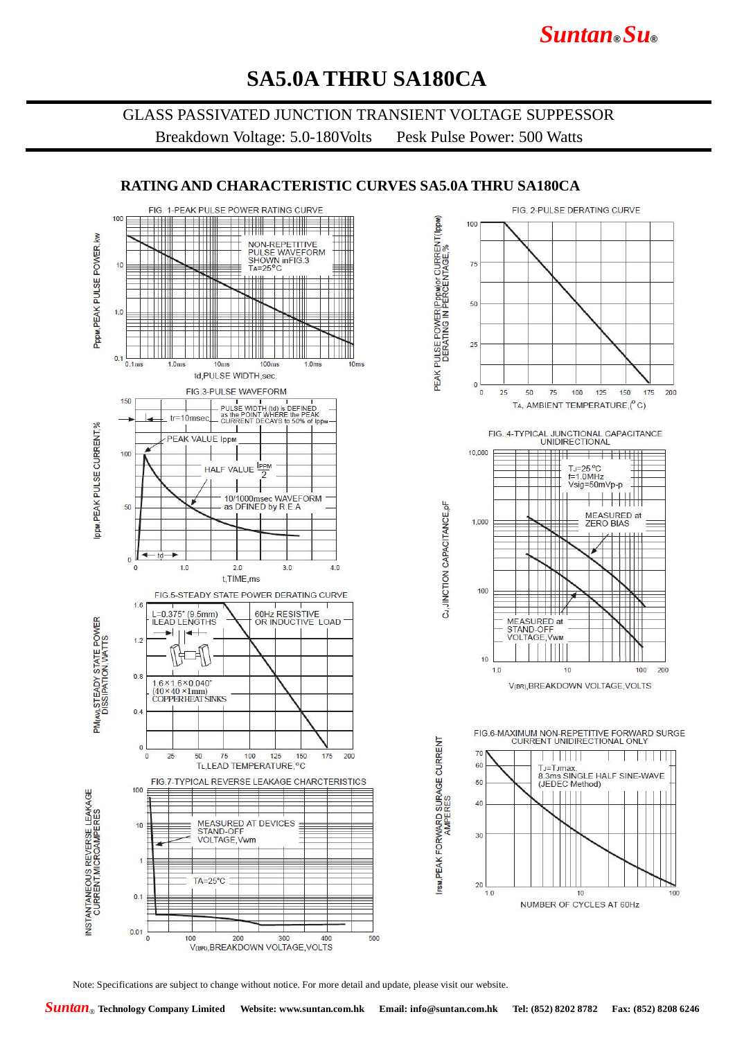# SA5.0A THRU SA180CA

GLASS PASSIVATED JUNCTION TRANSIENT VOLTAGE SUPPESSOR

Breakdown Voltage: 5.0-180Volts    Pesk Pulse Power: 500 Watts

## RATING AND CHARACTERISTIC CURVES SA5.0A THRU SA180CA

FIG. 1-PEAK PULSE POWER RATING CURVE

PPPM,PEAK PULSE POWER,kw

100
10
1.0
0.1

0.1ms 1.0ms 10ms 100ms 1.0ms 10ms

td,PULSE WIDTH,sec.

NON-REPETITIVE
PULSE WAVEFORM
SHOWN inFIG.3
TA=25°C

FIG. 2-PULSE DERATING CURVE

PEAK PULSE POWER(Pppm)or CURRENT(Ippm) DERATING IN PERCENTAGE,%

100
75
50
25
0

0 25 50 75 100 125 150 175 200

TA, AMBIENT TEMPERATURE,(°C)

FIG.3-PULSE WAVEFORM

Ippm,PEAK PULSE CURRENT,%

150
100
50
0

0 1.0 2.0 3.0 4.0

t,TIME,ms

tr=10msec

PULSE WIDTH (td) is DEFINED as the POINT WHERE the PEAK CURRENT DECAYS to 50% of Ippm

PEAK VALUE Ippm

HALF VALUE IPPM/2

10/1000msec WAVEFORM as DFINED by R.E.A

td

FIG. 4-TYPICAL JUNCTIONAL CAPACITANCE UNIDIRECTIONAL

CJ,JUNCTION CAPACITANCE,pF

10,000
1,000
100
10

1.0 10 100 200

V(BR),BREAKDOWN VOLTAGE,VOLTS

TJ=25°C
f=1.0MHz
Vsig=50mVp-p

MEASURED at ZERO BIAS

MEASURED at STAND-OFF VOLTAGE,VWM

FIG.5-STEADY STATE POWER DERATING CURVE

PM(AV),STEADY STATE POWER DISSIPATION,WATTS

1.6
1.2
0.8
0.4
0

0 25 50 75 100 125 150 175 200

TL,LEAD TEMPERATURE,°C

L=0.375" (9.5mm) LEAD LENGTHS

60Hz RESISTIVE OR INDUCTIVE LOAD

1.6×1.6×0.040"
(40×40×1mm)
COPPER HEAT SINKS

FIG.6-MAXIMUM NON-REPETITIVE FORWARD SURGE CURRENT UNIDIRECTIONAL ONLY

IFSM,PEAK FORWARD SURAGE CURRENT AMPERES

70
60
50
40
30
20

1.0 10 100

NUMBER OF CYCLES AT 60Hz

TJ=Tjmax.
8.3ms SINGLE HALF SINE-WAVE
(JEDEC Method)

FIG.7-TYPICAL REVERSE LEAKAGE CHARCTERISTICS

INSTANTANEOUS REVERSE LEAKAGE CURRENT,MICROAMPERES

100
10
1
0.1
0.01

0 100 200 300 400 500

V(BR),BREAKDOWN VOLTAGE,VOLTS

MEASURED AT DEVICES STAND-OFF VOLTAGE,Vwm

TA=25°C

Note: Specifications are subject to change without notice. For more detail and update, please visit our website.

Suntan® Technology Company Limited    Website: www.suntan.com.hk    Email: info@suntan.com.hk    Tel: (852) 8202 8782    Fax: (852) 8208 6246